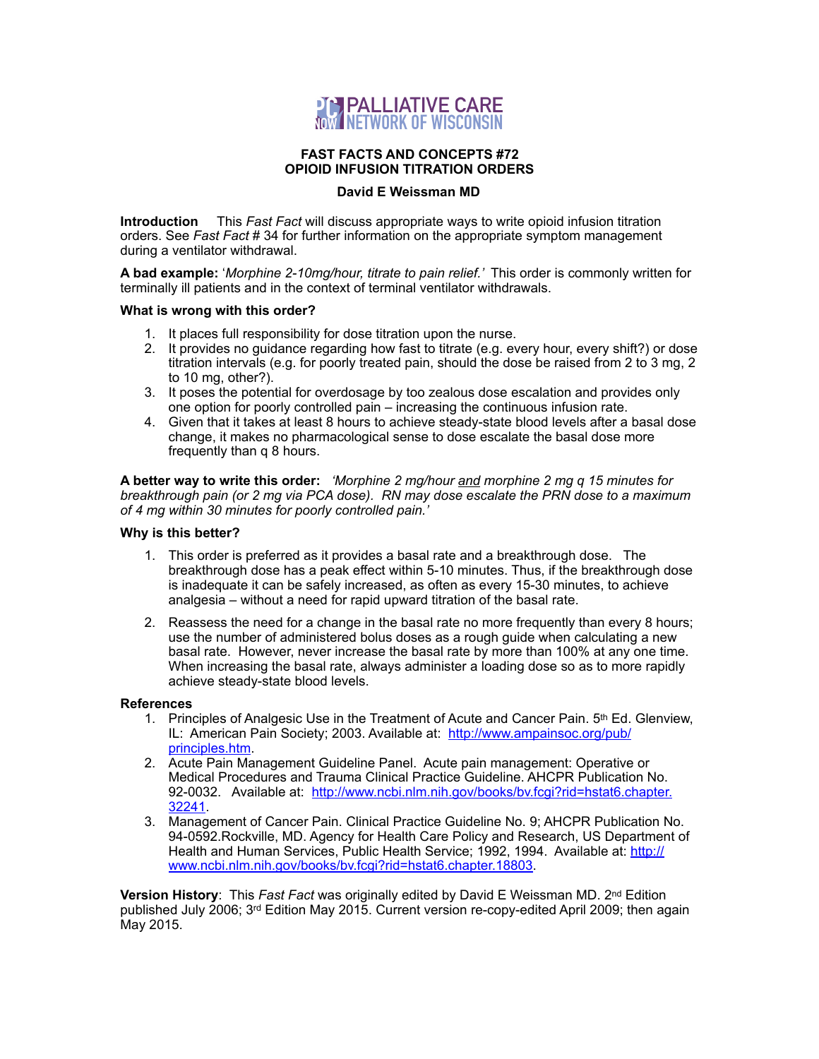PALLIATIVE CARE NETWORK OF WISCONSIN

# FAST FACTS AND CONCEPTS #72
# OPIOID INFUSION TITRATION ORDERS

**David E Weissman MD**

**Introduction** This *Fast Fact* will discuss appropriate ways to write opioid infusion titration orders. See *Fast Fact* # 34 for further information on the appropriate symptom management during a ventilator withdrawal.

**A bad example:** '*Morphine 2-10mg/hour, titrate to pain relief.'* This order is commonly written for terminally ill patients and in the context of terminal ventilator withdrawals.

**What is wrong with this order?**

1. It places full responsibility for dose titration upon the nurse.
2. It provides no guidance regarding how fast to titrate (e.g. every hour, every shift?) or dose titration intervals (e.g. for poorly treated pain, should the dose be raised from 2 to 3 mg, 2 to 10 mg, other?).
3. It poses the potential for overdosage by too zealous dose escalation and provides only one option for poorly controlled pain – increasing the continuous infusion rate.
4. Given that it takes at least 8 hours to achieve steady-state blood levels after a basal dose change, it makes no pharmacological sense to dose escalate the basal dose more frequently than q 8 hours.

**A better way to write this order:** *'Morphine 2 mg/hour and morphine 2 mg q 15 minutes for breakthrough pain (or 2 mg via PCA dose). RN may dose escalate the PRN dose to a maximum of 4 mg within 30 minutes for poorly controlled pain.'*

**Why is this better?**

1. This order is preferred as it provides a basal rate and a breakthrough dose. The breakthrough dose has a peak effect within 5-10 minutes. Thus, if the breakthrough dose is inadequate it can be safely increased, as often as every 15-30 minutes, to achieve analgesia – without a need for rapid upward titration of the basal rate.

2. Reassess the need for a change in the basal rate no more frequently than every 8 hours; use the number of administered bolus doses as a rough guide when calculating a new basal rate. However, never increase the basal rate by more than 100% at any one time. When increasing the basal rate, always administer a loading dose so as to more rapidly achieve steady-state blood levels.

**References**

1. Principles of Analgesic Use in the Treatment of Acute and Cancer Pain. 5th Ed. Glenview, IL: American Pain Society; 2003. Available at: http://www.ampainsoc.org/pub/principles.htm.
2. Acute Pain Management Guideline Panel. Acute pain management: Operative or Medical Procedures and Trauma Clinical Practice Guideline. AHCPR Publication No. 92-0032. Available at: http://www.ncbi.nlm.nih.gov/books/bv.fcgi?rid=hstat6.chapter.32241.
3. Management of Cancer Pain. Clinical Practice Guideline No. 9; AHCPR Publication No. 94-0592.Rockville, MD. Agency for Health Care Policy and Research, US Department of Health and Human Services, Public Health Service; 1992, 1994. Available at: http://www.ncbi.nlm.nih.gov/books/bv.fcgi?rid=hstat6.chapter.18803.

**Version History**: This *Fast Fact* was originally edited by David E Weissman MD. 2nd Edition published July 2006; 3rd Edition May 2015. Current version re-copy-edited April 2009; then again May 2015.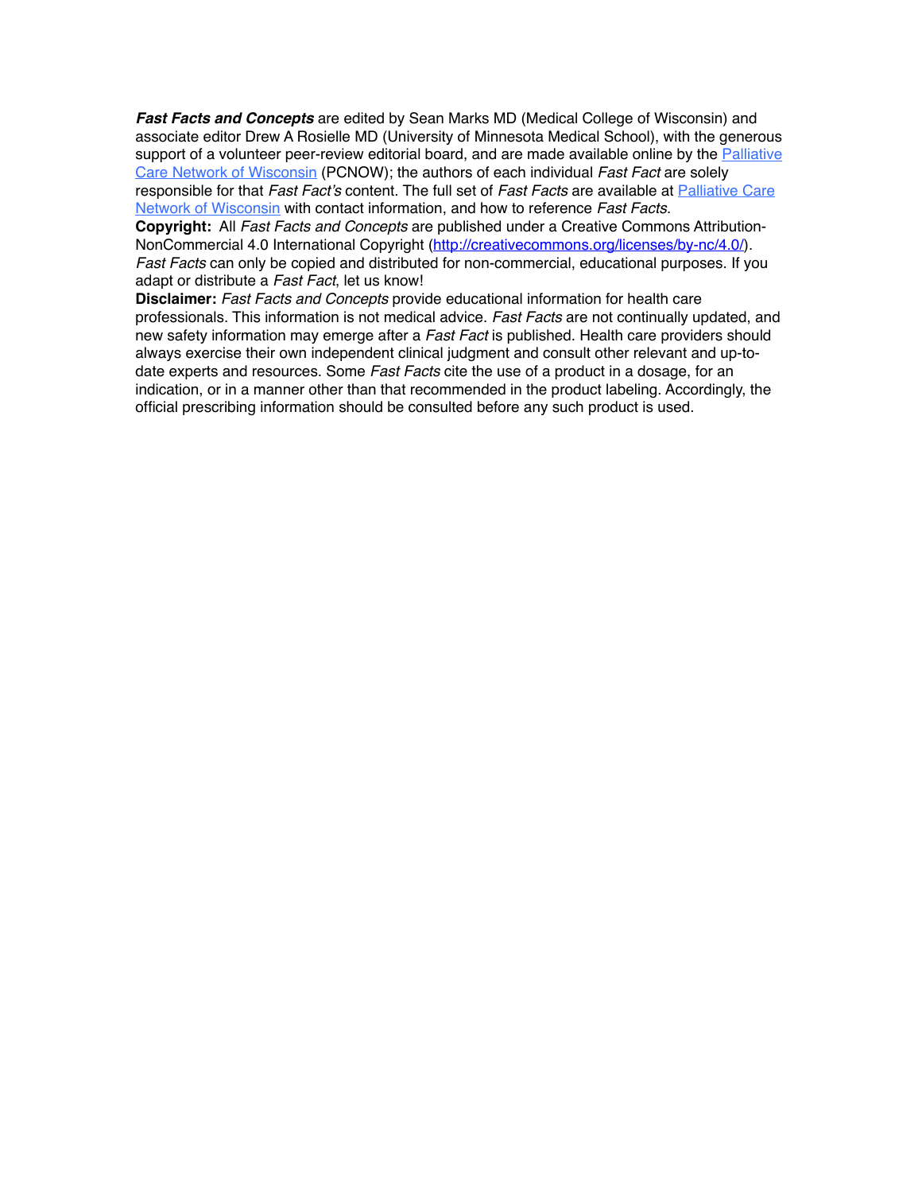***Fast Facts and Concepts*** are edited by Sean Marks MD (Medical College of Wisconsin) and associate editor Drew A Rosielle MD (University of Minnesota Medical School), with the generous support of a volunteer peer-review editorial board, and are made available online by the [Palliative Care Network of Wisconsin]() (PCNOW); the authors of each individual *Fast Fact* are solely responsible for that *Fast Fact's* content. The full set of *Fast Facts* are available at [Palliative Care Network of Wisconsin]() with contact information, and how to reference *Fast Facts.*

**Copyright:** All *Fast Facts and Concepts* are published under a Creative Commons Attribution-NonCommercial 4.0 International Copyright (http://creativecommons.org/licenses/by-nc/4.0/). *Fast Facts* can only be copied and distributed for non-commercial, educational purposes. If you adapt or distribute a *Fast Fact*, let us know!

**Disclaimer:** *Fast Facts and Concepts* provide educational information for health care professionals. This information is not medical advice. *Fast Facts* are not continually updated, and new safety information may emerge after a *Fast Fact* is published. Health care providers should always exercise their own independent clinical judgment and consult other relevant and up-to-date experts and resources. Some *Fast Facts* cite the use of a product in a dosage, for an indication, or in a manner other than that recommended in the product labeling. Accordingly, the official prescribing information should be consulted before any such product is used.